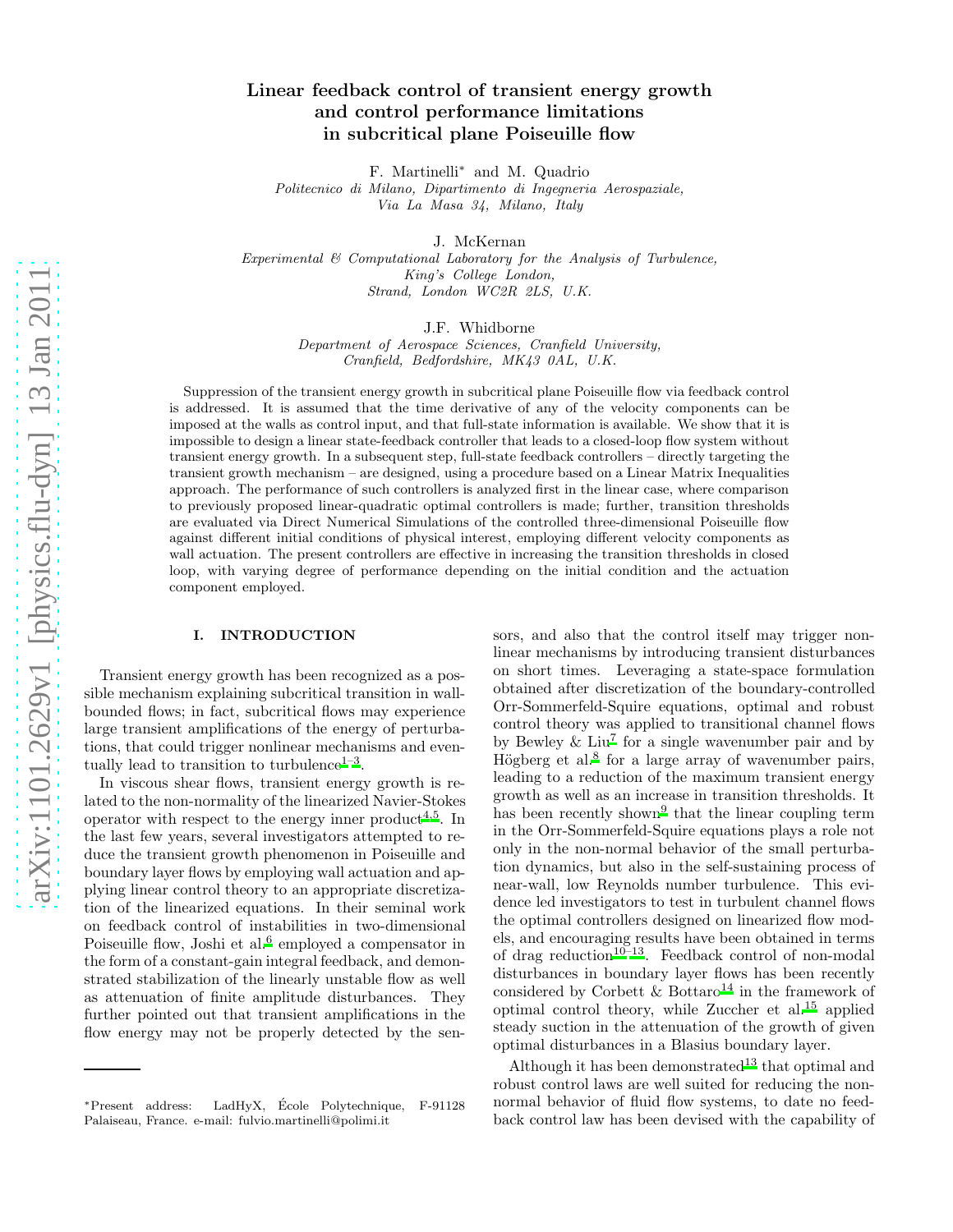# Linear feedback control of transient energy growth and control performance limitations in subcritical plane Poiseuille flow

F. Martinelli* and M. Quadrio

*Politecnico di Milano, Dipartimento di Ingegneria Aerospaziale, Via La Masa 34, Milano, Italy*

J. McKernan

*Experimental & Computational Laboratory for the Analysis of Turbulence, King's College London, Strand, London WC2R 2LS, U.K.*

J.F. Whidborne

*Department of Aerospace Sciences, Cranfield University, Cranfield, Bedfordshire, MK43 0AL, U.K.*

Suppression of the transient energy growth in subcritical plane Poiseuille flow via feedback control is addressed. It is assumed that the time derivative of any of the velocity components can be imposed at the walls as control input, and that full-state information is available. We show that it is impossible to design a linear state-feedback controller that leads to a closed-loop flow system without transient energy growth. In a subsequent step, full-state feedback controllers – directly targeting the transient growth mechanism – are designed, using a procedure based on a Linear Matrix Inequalities approach. The performance of such controllers is analyzed first in the linear case, where comparison to previously proposed linear-quadratic optimal controllers is made; further, transition thresholds are evaluated via Direct Numerical Simulations of the controlled three-dimensional Poiseuille flow against different initial conditions of physical interest, employing different velocity components as wall actuation. The present controllers are effective in increasing the transition thresholds in closed loop, with varying degree of performance depending on the initial condition and the actuation component employed.

## I. INTRODUCTION

Transient energy growth has been recognized as a possible mechanism explaining subcritical transition in wall-bounded flows; in fact, subcritical flows may experience large transient amplifications of the energy of perturbations, that could trigger nonlinear mechanisms and eventually lead to transition to turbulence[1–3].

In viscous shear flows, transient energy growth is related to the non-normality of the linearized Navier-Stokes operator with respect to the energy inner product[4,5]. In the last few years, several investigators attempted to reduce the transient growth phenomenon in Poiseuille and boundary layer flows by employing wall actuation and applying linear control theory to an appropriate discretization of the linearized equations. In their seminal work on feedback control of instabilities in two-dimensional Poiseuille flow, Joshi et al.[6] employed a compensator in the form of a constant-gain integral feedback, and demonstrated stabilization of the linearly unstable flow as well as attenuation of finite amplitude disturbances. They further pointed out that transient amplifications in the flow energy may not be properly detected by the sensors, and also that the control itself may trigger nonlinear mechanisms by introducing transient disturbances on short times. Leveraging a state-space formulation obtained after discretization of the boundary-controlled Orr-Sommerfeld-Squire equations, optimal and robust control theory was applied to transitional channel flows by Bewley & Liu[7] for a single wavenumber pair and by Högberg et al.[8] for a large array of wavenumber pairs, leading to a reduction of the maximum transient energy growth as well as an increase in transition thresholds. It has been recently shown[9] that the linear coupling term in the Orr-Sommerfeld-Squire equations plays a role not only in the non-normal behavior of the small perturbation dynamics, but also in the self-sustaining process of near-wall, low Reynolds number turbulence. This evidence led investigators to test in turbulent channel flows the optimal controllers designed on linearized flow models, and encouraging results have been obtained in terms of drag reduction[10–13]. Feedback control of non-modal disturbances in boundary layer flows has been recently considered by Corbett & Bottaro[14] in the framework of optimal control theory, while Zuccher et al.[15] applied steady suction in the attenuation of the growth of given optimal disturbances in a Blasius boundary layer.

Although it has been demonstrated[13] that optimal and robust control laws are well suited for reducing the non-normal behavior of fluid flow systems, to date no feedback control law has been devised with the capability of

*Present address: LadHyX, École Polytechnique, F-91128 Palaiseau, France. e-mail: fulvio.martinelli@polimi.it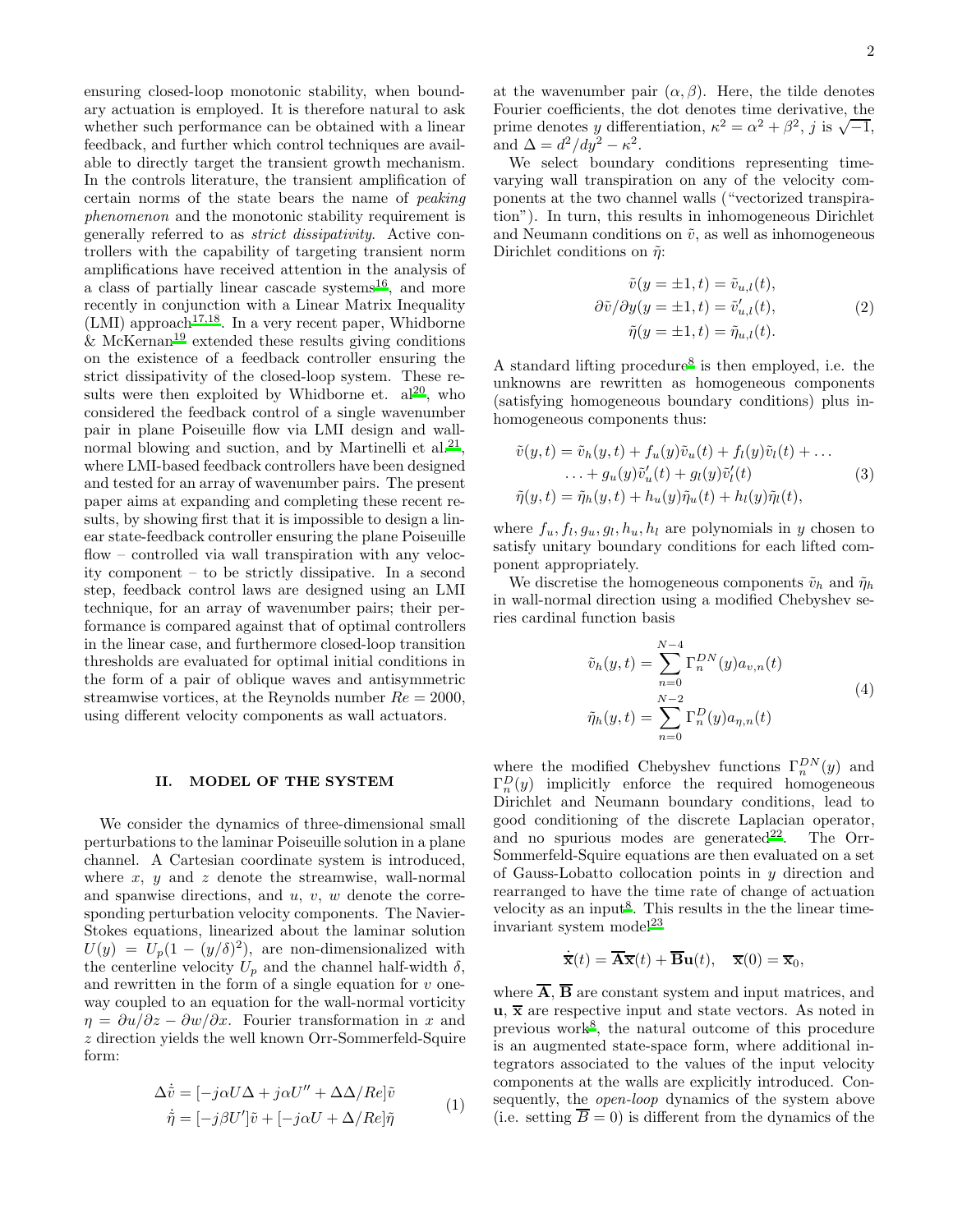ensuring closed-loop monotonic stability, when boundary actuation is employed. It is therefore natural to ask whether such performance can be obtained with a linear feedback, and further which control techniques are available to directly target the transient growth mechanism. In the controls literature, the transient amplification of certain norms of the state bears the name of *peaking phenomenon* and the monotonic stability requirement is generally referred to as *strict dissipativity*. Active controllers with the capability of targeting transient norm amplifications have received attention in the analysis of a class of partially linear cascade systems[16], and more recently in conjunction with a Linear Matrix Inequality (LMI) approach[17,18]. In a very recent paper, Whidborne & McKernan[19] extended these results giving conditions on the existence of a feedback controller ensuring the strict dissipativity of the closed-loop system. These results were then exploited by Whidborne et. al[20], who considered the feedback control of a single wavenumber pair in plane Poiseuille flow via LMI design and wall-normal blowing and suction, and by Martinelli et al.[21], where LMI-based feedback controllers have been designed and tested for an array of wavenumber pairs. The present paper aims at expanding and completing these recent results, by showing first that it is impossible to design a linear state-feedback controller ensuring the plane Poiseuille flow – controlled via wall transpiration with any velocity component – to be strictly dissipative. In a second step, feedback control laws are designed using an LMI technique, for an array of wavenumber pairs; their performance is compared against that of optimal controllers in the linear case, and furthermore closed-loop transition thresholds are evaluated for optimal initial conditions in the form of a pair of oblique waves and antisymmetric streamwise vortices, at the Reynolds number $Re = 2000$, using different velocity components as wall actuators.

## II. MODEL OF THE SYSTEM

We consider the dynamics of three-dimensional small perturbations to the laminar Poiseuille solution in a plane channel. A Cartesian coordinate system is introduced, where $x$, $y$ and $z$ denote the streamwise, wall-normal and spanwise directions, and $u$, $v$, $w$ denote the corresponding perturbation velocity components. The Navier-Stokes equations, linearized about the laminar solution $U(y) = U_p(1 - (y/\delta)^2)$, are non-dimensionalized with the centerline velocity $U_p$ and the channel half-width $\delta$, and rewritten in the form of a single equation for $v$ one-way coupled to an equation for the wall-normal vorticity $\eta = \partial u/\partial z - \partial w/\partial x$. Fourier transformation in $x$ and $z$ direction yields the well known Orr-Sommerfeld-Squire form:

$$
\begin{aligned}
\Delta\dot{\tilde{v}} &= [-j\alpha U\Delta + j\alpha U'' + \Delta\Delta/Re]\tilde{v} \\
\dot{\tilde{\eta}} &= [-j\beta U']\tilde{v} + [-j\alpha U + \Delta/Re]\tilde{\eta}
\end{aligned}
\tag{1}
$$

at the wavenumber pair $(\alpha, \beta)$. Here, the tilde denotes Fourier coefficients, the dot denotes time derivative, the prime denotes $y$ differentiation, $\kappa^2 = \alpha^2 + \beta^2$, $j$ is $\sqrt{-1}$, and $\Delta = d^2/dy^2 - \kappa^2$.

We select boundary conditions representing time-varying wall transpiration on any of the velocity components at the two channel walls ("vectorized transpiration"). In turn, this results in inhomogeneous Dirichlet and Neumann conditions on $\tilde{v}$, as well as inhomogeneous Dirichlet conditions on $\tilde{\eta}$:

$$
\begin{aligned}
\tilde{v}(y = \pm 1, t) &= \tilde{v}_{u,l}(t), \\
\partial\tilde{v}/\partial y(y = \pm 1, t) &= \tilde{v}'_{u,l}(t), \\
\tilde{\eta}(y = \pm 1, t) &= \tilde{\eta}_{u,l}(t).
\end{aligned}
\tag{2}
$$

A standard lifting procedure[8] is then employed, i.e. the unknowns are rewritten as homogeneous components (satisfying homogeneous boundary conditions) plus inhomogeneous components thus:

$$
\begin{aligned}
\tilde{v}(y, t) &= \tilde{v}_h(y, t) + f_u(y)\tilde{v}_u(t) + f_l(y)\tilde{v}_l(t) + \ldots \\
&\quad \ldots + g_u(y)\tilde{v}'_u(t) + g_l(y)\tilde{v}'_l(t) \\
\tilde{\eta}(y, t) &= \tilde{\eta}_h(y, t) + h_u(y)\tilde{\eta}_u(t) + h_l(y)\tilde{\eta}_l(t),
\end{aligned}
\tag{3}
$$

where $f_u, f_l, g_u, g_l, h_u, h_l$ are polynomials in $y$ chosen to satisfy unitary boundary conditions for each lifted component appropriately.

We discretise the homogeneous components $\tilde{v}_h$ and $\tilde{\eta}_h$ in wall-normal direction using a modified Chebyshev series cardinal function basis

$$
\begin{aligned}
\tilde{v}_h(y, t) &= \sum_{n=0}^{N-4} \Gamma_n^{DN}(y) a_{v,n}(t) \\
\tilde{\eta}_h(y, t) &= \sum_{n=0}^{N-2} \Gamma_n^{D}(y) a_{\eta,n}(t)
\end{aligned}
\tag{4}
$$

where the modified Chebyshev functions $\Gamma_n^{DN}(y)$ and $\Gamma_n^{D}(y)$ implicitly enforce the required homogeneous Dirichlet and Neumann boundary conditions, lead to good conditioning of the discrete Laplacian operator, and no spurious modes are generated[22]. The Orr-Sommerfeld-Squire equations are then evaluated on a set of Gauss-Lobatto collocation points in $y$ direction and rearranged to have the time rate of change of actuation velocity as an input[8]. This results in the the linear time-invariant system model[23]

$$
\dot{\overline{\mathbf{x}}}(t) = \overline{\mathbf{A}}\overline{\mathbf{x}}(t) + \overline{\mathbf{B}}\mathbf{u}(t), \quad \overline{\mathbf{x}}(0) = \overline{\mathbf{x}}_0,
$$

where $\overline{\mathbf{A}}$, $\overline{\mathbf{B}}$ are constant system and input matrices, and $\mathbf{u}$, $\overline{\mathbf{x}}$ are respective input and state vectors. As noted in previous work[8], the natural outcome of this procedure is an augmented state-space form, where additional integrators associated to the values of the input velocity components at the walls are explicitly introduced. Consequently, the *open-loop* dynamics of the system above (i.e. setting $\overline{B} = 0$) is different from the dynamics of the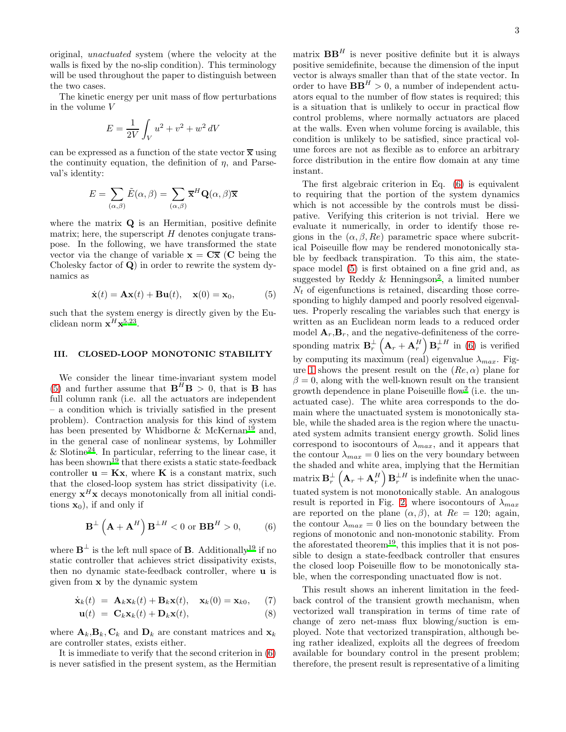original, *unactuated* system (where the velocity at the walls is fixed by the no-slip condition). This terminology will be used throughout the paper to distinguish between the two cases.

The kinetic energy per unit mass of flow perturbations in the volume $V$

$$E = \frac{1}{2V}\int_V u^2 + v^2 + w^2 \, dV$$

can be expressed as a function of the state vector $\overline{\mathbf{x}}$ using the continuity equation, the definition of $\eta$, and Parseval's identity:

$$E = \sum_{(\alpha,\beta)} \tilde{E}(\alpha,\beta) = \sum_{(\alpha,\beta)} \overline{\mathbf{x}}^H \mathbf{Q}(\alpha,\beta)\overline{\mathbf{x}}$$

where the matrix $\mathbf{Q}$ is an Hermitian, positive definite matrix; here, the superscript $H$ denotes conjugate transpose. In the following, we have transformed the state vector via the change of variable $\mathbf{x} = \mathbf{C}\overline{\mathbf{x}}$ ($\mathbf{C}$ being the Cholesky factor of $\mathbf{Q}$) in order to rewrite the system dynamics as

$$\dot{\mathbf{x}}(t) = \mathbf{A}\mathbf{x}(t) + \mathbf{B}\mathbf{u}(t), \quad \mathbf{x}(0) = \mathbf{x}_0, \tag{5}$$

such that the system energy is directly given by the Euclidean norm $\mathbf{x}^H\mathbf{x}$[5,23].

## III. CLOSED-LOOP MONOTONIC STABILITY

We consider the linear time-invariant system model (5) and further assume that $\mathbf{B}^H\mathbf{B} > 0$, that is $\mathbf{B}$ has full column rank (i.e. all the actuators are independent – a condition which is trivially satisfied in the present problem). Contraction analysis for this kind of system has been presented by Whidborne & McKernan[19] and, in the general case of nonlinear systems, by Lohmiller & Slotine[24]. In particular, referring to the linear case, it has been shown[19] that there exists a static state-feedback controller $\mathbf{u} = \mathbf{K}\mathbf{x}$, where $\mathbf{K}$ is a constant matrix, such that the closed-loop system has strict dissipativity (i.e. energy $\mathbf{x}^H\mathbf{x}$ decays monotonically from all initial conditions $\mathbf{x}_0$), if and only if

$$\mathbf{B}^{\perp}\left(\mathbf{A} + \mathbf{A}^H\right)\mathbf{B}^{\perp H} < 0 \text{ or } \mathbf{B}\mathbf{B}^H > 0, \tag{6}$$

where $\mathbf{B}^{\perp}$ is the left null space of $\mathbf{B}$. Additionally[19] if no static controller that achieves strict dissipativity exists, then no dynamic state-feedback controller, where $\mathbf{u}$ is given from $\mathbf{x}$ by the dynamic system

$$\dot{\mathbf{x}}_k(t) = \mathbf{A}_k\mathbf{x}_k(t) + \mathbf{B}_k\mathbf{x}(t), \quad \mathbf{x}_k(0) = \mathbf{x}_{k0}, \tag{7}$$

$$\mathbf{u}(t) = \mathbf{C}_k\mathbf{x}_k(t) + \mathbf{D}_k\mathbf{x}(t), \tag{8}$$

where $\mathbf{A}_k$, $\mathbf{B}_k$, $\mathbf{C}_k$ and $\mathbf{D}_k$ are constant matrices and $\mathbf{x}_k$ are controller states, exists either.

It is immediate to verify that the second criterion in (6) is never satisfied in the present system, as the Hermitian matrix $\mathbf{B}\mathbf{B}^H$ is never positive definite but it is always positive semidefinite, because the dimension of the input vector is always smaller than that of the state vector. In order to have $\mathbf{B}\mathbf{B}^H > 0$, a number of independent actuators equal to the number of flow states is required; this is a situation that is unlikely to occur in practical flow control problems, where normally actuators are placed at the walls. Even when volume forcing is available, this condition is unlikely to be satisfied, since practical volume forces are not as flexible as to enforce an arbitrary force distribution in the entire flow domain at any time instant.

The first algebraic criterion in Eq. (6) is equivalent to requiring that the portion of the system dynamics which is not accessible by the controls must be dissipative. Verifying this criterion is not trivial. Here we evaluate it numerically, in order to identify those regions in the $(\alpha, \beta, Re)$ parametric space where subcritical Poiseuille flow may be rendered monotonically stable by feedback transpiration. To this aim, the state-space model (5) is first obtained on a fine grid and, as suggested by Reddy & Henningson[2], a limited number $N_t$ of eigenfunctions is retained, discarding those corresponding to highly damped and poorly resolved eigenvalues. Properly rescaling the variables such that energy is written as an Euclidean norm leads to a reduced order model $\mathbf{A}_r$,$\mathbf{B}_r$, and the negative-definiteness of the corresponding matrix $\mathbf{B}_r^{\perp}\left(\mathbf{A}_r + \mathbf{A}_r^H\right)\mathbf{B}_r^{\perp H}$ in (6) is verified by computing its maximum (real) eigenvalue $\lambda_{max}$. Figure 1 shows the present result on the $(Re, \alpha)$ plane for $\beta = 0$, along with the well-known result on the transient growth dependence in plane Poiseuille flow[2] (i.e. the unactuated case). The white area corresponds to the domain where the unactuated system is monotonically stable, while the shaded area is the region where the unactuated system admits transient energy growth. Solid lines correspond to isocontours of $\lambda_{max}$, and it appears that the contour $\lambda_{max} = 0$ lies on the very boundary between the shaded and white area, implying that the Hermitian matrix $\mathbf{B}_r^{\perp}\left(\mathbf{A}_r + \mathbf{A}_r^H\right)\mathbf{B}_r^{\perp H}$ is indefinite when the unactuated system is not monotonically stable. An analogous result is reported in Fig. 2, where isocontours of $\lambda_{max}$ are reported on the plane $(\alpha, \beta)$, at $Re = 120$; again, the contour $\lambda_{max} = 0$ lies on the boundary between the regions of monotonic and non-monotonic stability. From the aforestated theorem[19], this implies that it is not possible to design a state-feedback controller that ensures the closed loop Poiseuille flow to be monotonically stable, when the corresponding unactuated flow is not.

This result shows an inherent limitation in the feedback control of the transient growth mechanism, when vectorized wall transpiration in terms of time rate of change of zero net-mass flux blowing/suction is employed. Note that vectorized transpiration, although being rather idealized, exploits all the degrees of freedom available for boundary control in the present problem; therefore, the present result is representative of a limiting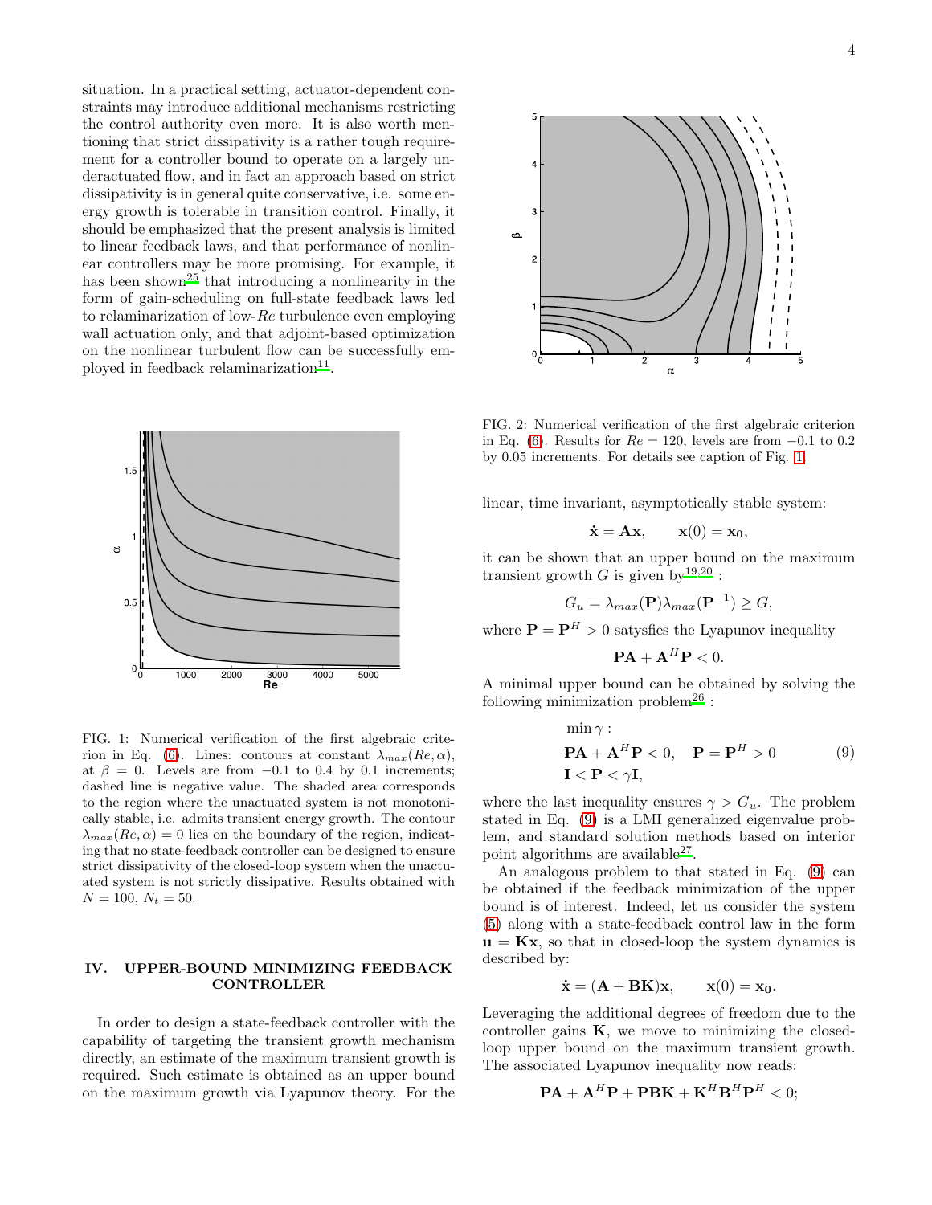situation. In a practical setting, actuator-dependent constraints may introduce additional mechanisms restricting the control authority even more. It is also worth mentioning that strict dissipativity is a rather tough requirement for a controller bound to operate on a largely underactuated flow, and in fact an approach based on strict dissipativity is in general quite conservative, i.e. some energy growth is tolerable in transition control. Finally, it should be emphasized that the present analysis is limited to linear feedback laws, and that performance of nonlinear controllers may be more promising. For example, it has been shown[25] that introducing a nonlinearity in the form of gain-scheduling on full-state feedback laws led to relaminarization of low-$Re$ turbulence even employing wall actuation only, and that adjoint-based optimization on the nonlinear turbulent flow can be successfully employed in feedback relaminarization[11].

FIG. 1: Numerical verification of the first algebraic criterion in Eq. (6). Lines: contours at constant $\lambda_{max}(Re, \alpha)$, at $\beta = 0$. Levels are from $-0.1$ to $0.4$ by $0.1$ increments; dashed line is negative value. The shaded area corresponds to the region where the unactuated system is not monotonically stable, i.e. admits transient energy growth. The contour $\lambda_{max}(Re, \alpha) = 0$ lies on the boundary of the region, indicating that no state-feedback controller can be designed to ensure strict dissipativity of the closed-loop system when the unactuated system is not strictly dissipative. Results obtained with $N = 100$, $N_t = 50$.

## IV. UPPER-BOUND MINIMIZING FEEDBACK CONTROLLER

In order to design a state-feedback controller with the capability of targeting the transient growth mechanism directly, an estimate of the maximum transient growth is required. Such estimate is obtained as an upper bound on the maximum growth via Lyapunov theory. For the linear, time invariant, asymptotically stable system:

FIG. 2: Numerical verification of the first algebraic criterion in Eq. (6). Results for $Re = 120$, levels are from $-0.1$ to $0.2$ by $0.05$ increments. For details see caption of Fig. 1.

$$\dot{\mathbf{x}} = \mathbf{A}\mathbf{x}, \qquad \mathbf{x}(0) = \mathbf{x_0},$$

it can be shown that an upper bound on the maximum transient growth $G$ is given by[19,20] :

$$G_u = \lambda_{max}(\mathbf{P})\lambda_{max}(\mathbf{P}^{-1}) \geq G,$$

where $\mathbf{P} = \mathbf{P}^H > 0$ satysfies the Lyapunov inequality

$$\mathbf{P}\mathbf{A} + \mathbf{A}^H\mathbf{P} < 0.$$

A minimal upper bound can be obtained by solving the following minimization problem[26] :

$$\begin{aligned} &\min \gamma : \\ &\mathbf{P}\mathbf{A} + \mathbf{A}^H\mathbf{P} < 0, \quad \mathbf{P} = \mathbf{P}^H > 0 \\ &\mathbf{I} < \mathbf{P} < \gamma\mathbf{I}, \end{aligned} \tag{9}$$

where the last inequality ensures $\gamma > G_u$. The problem stated in Eq. (9) is a LMI generalized eigenvalue problem, and standard solution methods based on interior point algorithms are available[27].

An analogous problem to that stated in Eq. (9) can be obtained if the feedback minimization of the upper bound is of interest. Indeed, let us consider the system (5) along with a state-feedback control law in the form $\mathbf{u} = \mathbf{K}\mathbf{x}$, so that in closed-loop the system dynamics is described by:

$$\dot{\mathbf{x}} = (\mathbf{A} + \mathbf{B}\mathbf{K})\mathbf{x}, \qquad \mathbf{x}(0) = \mathbf{x_0}.$$

Leveraging the additional degrees of freedom due to the controller gains $\mathbf{K}$, we move to minimizing the closed-loop upper bound on the maximum transient growth. The associated Lyapunov inequality now reads:

$$\mathbf{P}\mathbf{A} + \mathbf{A}^H\mathbf{P} + \mathbf{P}\mathbf{B}\mathbf{K} + \mathbf{K}^H\mathbf{B}^H\mathbf{P}^H < 0;$$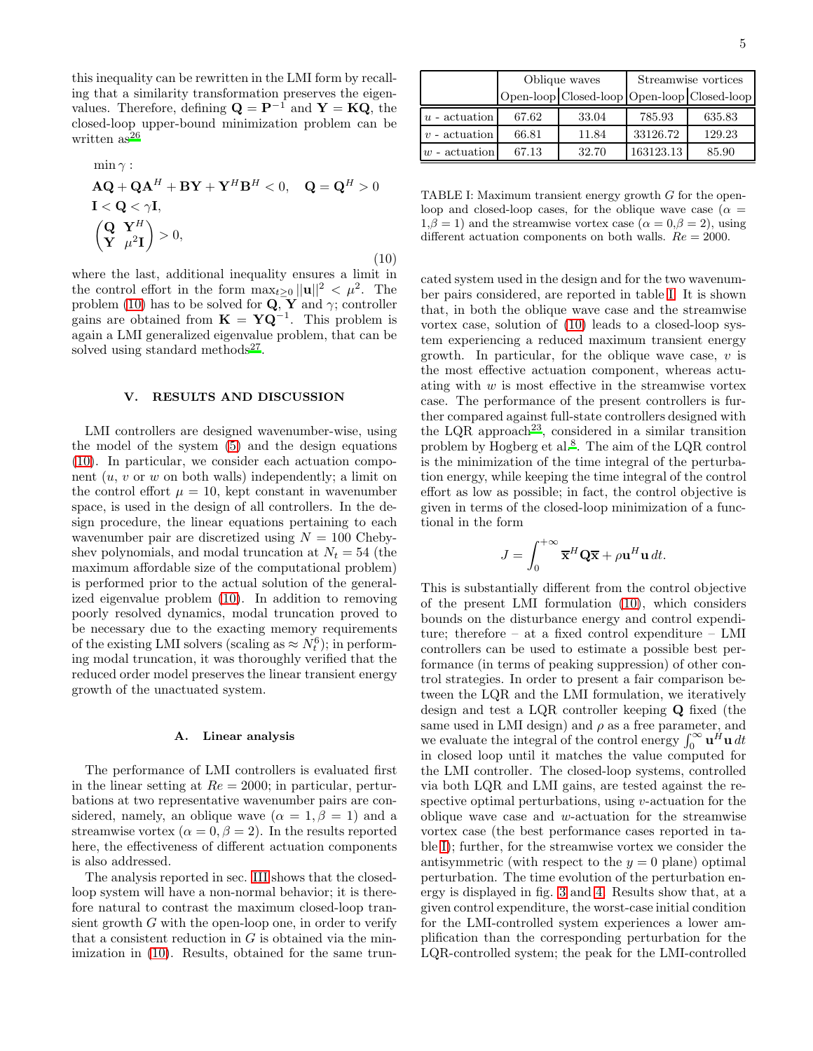this inequality can be rewritten in the LMI form by recalling that a similarity transformation preserves the eigenvalues. Therefore, defining $\mathbf{Q} = \mathbf{P}^{-1}$ and $\mathbf{Y} = \mathbf{K}\mathbf{Q}$, the closed-loop upper-bound minimization problem can be written as[26]

$$
\begin{aligned}
&\min \gamma : \\
&\mathbf{A}\mathbf{Q} + \mathbf{Q}\mathbf{A}^H + \mathbf{B}\mathbf{Y} + \mathbf{Y}^H\mathbf{B}^H < 0, \quad \mathbf{Q} = \mathbf{Q}^H > 0 \\
&\mathbf{I} < \mathbf{Q} < \gamma\mathbf{I}, \\
&\begin{pmatrix} \mathbf{Q} & \mathbf{Y}^H \\ \mathbf{Y} & \mu^2\mathbf{I} \end{pmatrix} > 0,
\end{aligned}
\tag{10}
$$

where the last, additional inequality ensures a limit in the control effort in the form $\max_{t\geq 0} ||\mathbf{u}||^2 < \mu^2$. The problem (10) has to be solved for $\mathbf{Q}$, $\mathbf{Y}$ and $\gamma$; controller gains are obtained from $\mathbf{K} = \mathbf{Y}\mathbf{Q}^{-1}$. This problem is again a LMI generalized eigenvalue problem, that can be solved using standard methods[27].

## V. RESULTS AND DISCUSSION

LMI controllers are designed wavenumber-wise, using the model of the system (5) and the design equations (10). In particular, we consider each actuation component ($u$, $v$ or $w$ on both walls) independently; a limit on the control effort $\mu = 10$, kept constant in wavenumber space, is used in the design of all controllers. In the design procedure, the linear equations pertaining to each wavenumber pair are discretized using $N = 100$ Chebyshev polynomials, and modal truncation at $N_t = 54$ (the maximum affordable size of the computational problem) is performed prior to the actual solution of the generalized eigenvalue problem (10). In addition to removing poorly resolved dynamics, modal truncation proved to be necessary due to the exacting memory requirements of the existing LMI solvers (scaling as $\approx N_t^6$); in performing modal truncation, it was thoroughly verified that the reduced order model preserves the linear transient energy growth of the unactuated system.

### A. Linear analysis

The performance of LMI controllers is evaluated first in the linear setting at $Re = 2000$; in particular, perturbations at two representative wavenumber pairs are considered, namely, an oblique wave ($\alpha = 1, \beta = 1$) and a streamwise vortex ($\alpha = 0, \beta = 2$). In the results reported here, the effectiveness of different actuation components is also addressed.

The analysis reported in sec. III shows that the closed-loop system will have a non-normal behavior; it is therefore natural to contrast the maximum closed-loop transient growth $G$ with the open-loop one, in order to verify that a consistent reduction in $G$ is obtained via the minimization in (10). Results, obtained for the same truncated system used in the design and for the two wavenumber pairs considered, are reported in table I. It is shown that, in both the oblique wave case and the streamwise vortex case, solution of (10) leads to a closed-loop system experiencing a reduced maximum transient energy growth. In particular, for the oblique wave case, $v$ is the most effective actuation component, whereas actuating with $w$ is most effective in the streamwise vortex case. The performance of the present controllers is further compared against full-state controllers designed with the LQR approach[23], considered in a similar transition problem by Hogberg et al.[8]. The aim of the LQR control is the minimization of the time integral of the perturbation energy, while keeping the time integral of the control effort as low as possible; in fact, the control objective is given in terms of the closed-loop minimization of a functional in the form

$$J = \int_0^{+\infty} \overline{\mathbf{x}}^H\mathbf{Q}\overline{\mathbf{x}} + \rho\mathbf{u}^H\mathbf{u}\, dt.$$

This is substantially different from the control objective of the present LMI formulation (10), which considers bounds on the disturbance energy and control expenditure; therefore – at a fixed control expenditure – LMI controllers can be used to estimate a possible best performance (in terms of peaking suppression) of other control strategies. In order to present a fair comparison between the LQR and the LMI formulation, we iteratively design and test a LQR controller keeping $\mathbf{Q}$ fixed (the same used in LMI design) and $\rho$ as a free parameter, and we evaluate the integral of the control energy $\int_0^\infty \mathbf{u}^H\mathbf{u}\, dt$ in closed loop until it matches the value computed for the LMI controller. The closed-loop systems, controlled via both LQR and LMI gains, are tested against the respective optimal perturbations, using $v$-actuation for the oblique wave case and $w$-actuation for the streamwise vortex case (the best performance cases reported in table I); further, for the streamwise vortex we consider the antisymmetric (with respect to the $y = 0$ plane) optimal perturbation. The time evolution of the perturbation energy is displayed in fig. 3 and 4. Results show that, at a given control expenditure, the worst-case initial condition for the LMI-controlled system experiences a lower amplification than the corresponding perturbation for the LQR-controlled system; the peak for the LMI-controlled

| | Oblique waves | | Streamwise vortices | |
|---|---|---|---|---|
| | Open-loop | Closed-loop | Open-loop | Closed-loop |
| $u$ - actuation | 67.62 | 33.04 | 785.93 | 635.83 |
| $v$ - actuation | 66.81 | 11.84 | 33126.72 | 129.23 |
| $w$ - actuation | 67.13 | 32.70 | 163123.13 | 85.90 |

TABLE I: Maximum transient energy growth $G$ for the open-loop and closed-loop cases, for the oblique wave case ($\alpha = 1, \beta = 1$) and the streamwise vortex case ($\alpha = 0, \beta = 2$), using different actuation components on both walls. $Re = 2000$.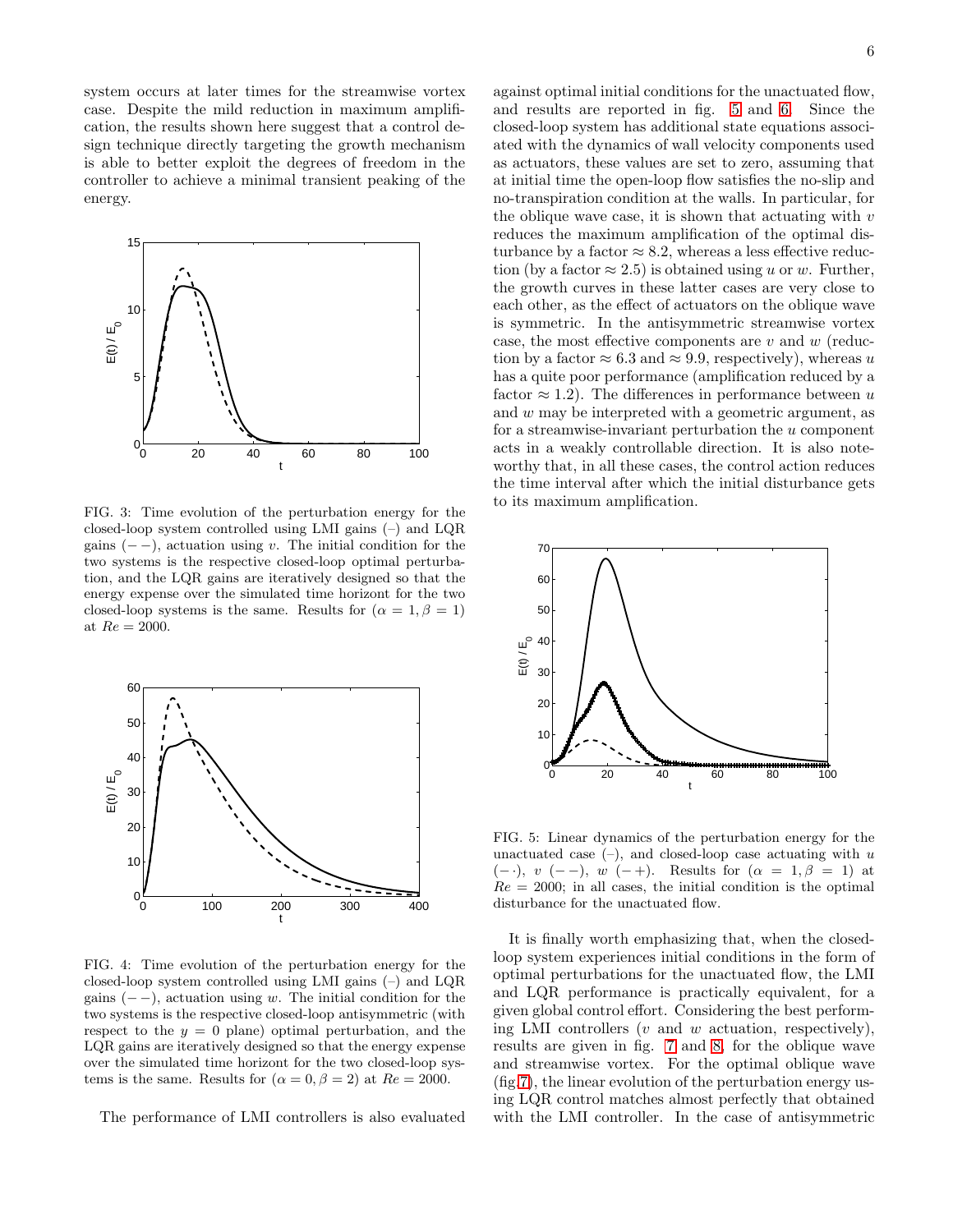system occurs at later times for the streamwise vortex case. Despite the mild reduction in maximum amplification, the results shown here suggest that a control design technique directly targeting the growth mechanism is able to better exploit the degrees of freedom in the controller to achieve a minimal transient peaking of the energy.

FIG. 3: Time evolution of the perturbation energy for the closed-loop system controlled using LMI gains (–) and LQR gains (− −), actuation using $v$. The initial condition for the two systems is the respective closed-loop optimal perturbation, and the LQR gains are iteratively designed so that the energy expense over the simulated time horizont for the two closed-loop systems is the same. Results for $(\alpha = 1, \beta = 1)$ at $Re = 2000$.

FIG. 4: Time evolution of the perturbation energy for the closed-loop system controlled using LMI gains (–) and LQR gains (− −), actuation using $w$. The initial condition for the two systems is the respective closed-loop antisymmetric (with respect to the $y = 0$ plane) optimal perturbation, and the LQR gains are iteratively designed so that the energy expense over the simulated time horizont for the two closed-loop systems is the same. Results for $(\alpha = 0, \beta = 2)$ at $Re = 2000$.

The performance of LMI controllers is also evaluated against optimal initial conditions for the unactuated flow, and results are reported in fig. 5 and 6. Since the closed-loop system has additional state equations associated with the dynamics of wall velocity components used as actuators, these values are set to zero, assuming that at initial time the open-loop flow satisfies the no-slip and no-transpiration condition at the walls. In particular, for the oblique wave case, it is shown that actuating with $v$ reduces the maximum amplification of the optimal disturbance by a factor $\approx 8.2$, whereas a less effective reduction (by a factor $\approx 2.5$) is obtained using $u$ or $w$. Further, the growth curves in these latter cases are very close to each other, as the effect of actuators on the oblique wave is symmetric. In the antisymmetric streamwise vortex case, the most effective components are $v$ and $w$ (reduction by a factor $\approx 6.3$ and $\approx 9.9$, respectively), whereas $u$ has a quite poor performance (amplification reduced by a factor $\approx 1.2$). The differences in performance between $u$ and $w$ may be interpreted with a geometric argument, as for a streamwise-invariant perturbation the $u$ component acts in a weakly controllable direction. It is also noteworthy that, in all these cases, the control action reduces the time interval after which the initial disturbance gets to its maximum amplification.

FIG. 5: Linear dynamics of the perturbation energy for the unactuated case (–), and closed-loop case actuating with $u$ (− ·), $v$ (− −), $w$ (− +). Results for $(\alpha = 1, \beta = 1)$ at $Re = 2000$; in all cases, the initial condition is the optimal disturbance for the unactuated flow.

It is finally worth emphasizing that, when the closed-loop system experiences initial conditions in the form of optimal perturbations for the unactuated flow, the LMI and LQR performance is practically equivalent, for a given global control effort. Considering the best performing LMI controllers ($v$ and $w$ actuation, respectively), results are given in fig. 7 and 8, for the oblique wave and streamwise vortex. For the optimal oblique wave (fig.7), the linear evolution of the perturbation energy using LQR control matches almost perfectly that obtained with the LMI controller. In the case of antisymmetric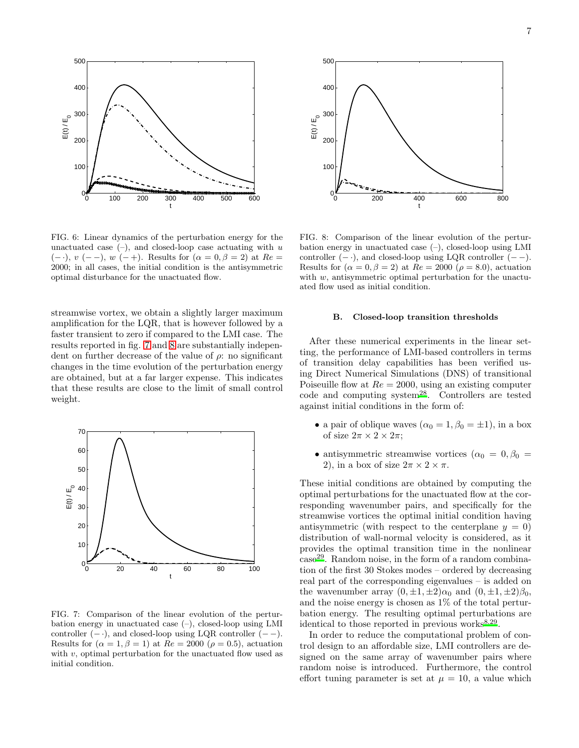FIG. 6: Linear dynamics of the perturbation energy for the unactuated case (–), and closed-loop case actuating with $u$ $(-\cdot)$, $v$ $(--)$, $w$ $(-+)$. Results for $(\alpha = 0, \beta = 2)$ at $Re = 2000$; in all cases, the initial condition is the antisymmetric optimal disturbance for the unactuated flow.

streamwise vortex, we obtain a slightly larger maximum amplification for the LQR, that is however followed by a faster transient to zero if compared to the LMI case. The results reported in fig. 7 and 8 are substantially independent on further decrease of the value of $\rho$: no significant changes in the time evolution of the perturbation energy are obtained, but at a far larger expense. This indicates that these results are close to the limit of small control weight.

FIG. 7: Comparison of the linear evolution of the perturbation energy in unactuated case (–), closed-loop using LMI controller $(-\cdot)$, and closed-loop using LQR controller $(--)$. Results for $(\alpha = 1, \beta = 1)$ at $Re = 2000$ $(\rho = 0.5)$, actuation with $v$, optimal perturbation for the unactuated flow used as initial condition.

FIG. 8: Comparison of the linear evolution of the perturbation energy in unactuated case (–), closed-loop using LMI controller $(-\cdot)$, and closed-loop using LQR controller $(--)$. Results for $(\alpha = 0, \beta = 2)$ at $Re = 2000$ $(\rho = 8.0)$, actuation with $w$, antisymmetric optimal perturbation for the unactuated flow used as initial condition.

### B. Closed-loop transition thresholds

After these numerical experiments in the linear setting, the performance of LMI-based controllers in terms of transition delay capabilities has been verified using Direct Numerical Simulations (DNS) of transitional Poiseuille flow at $Re = 2000$, using an existing computer code and computing system[28]. Controllers are tested against initial conditions in the form of:

- a pair of oblique waves $(\alpha_0 = 1, \beta_0 = \pm 1)$, in a box of size $2\pi \times 2 \times 2\pi$;
- antisymmetric streamwise vortices $(\alpha_0 = 0, \beta_0 = 2)$, in a box of size $2\pi \times 2 \times \pi$.

These initial conditions are obtained by computing the optimal perturbations for the unactuated flow at the corresponding wavenumber pairs, and specifically for the streamwise vortices the optimal initial condition having antisymmetric (with respect to the centerplane $y = 0$) distribution of wall-normal velocity is considered, as it provides the optimal transition time in the nonlinear case[29]. Random noise, in the form of a random combination of the first 30 Stokes modes – ordered by decreasing real part of the corresponding eigenvalues – is added on the wavenumber array $(0, \pm 1, \pm 2)\alpha_0$ and $(0, \pm 1, \pm 2)\beta_0$, and the noise energy is chosen as 1% of the total perturbation energy. The resulting optimal perturbations are identical to those reported in previous works[8,29].

In order to reduce the computational problem of control design to an affordable size, LMI controllers are designed on the same array of wavenumber pairs where random noise is introduced. Furthermore, the control effort tuning parameter is set at $\mu = 10$, a value which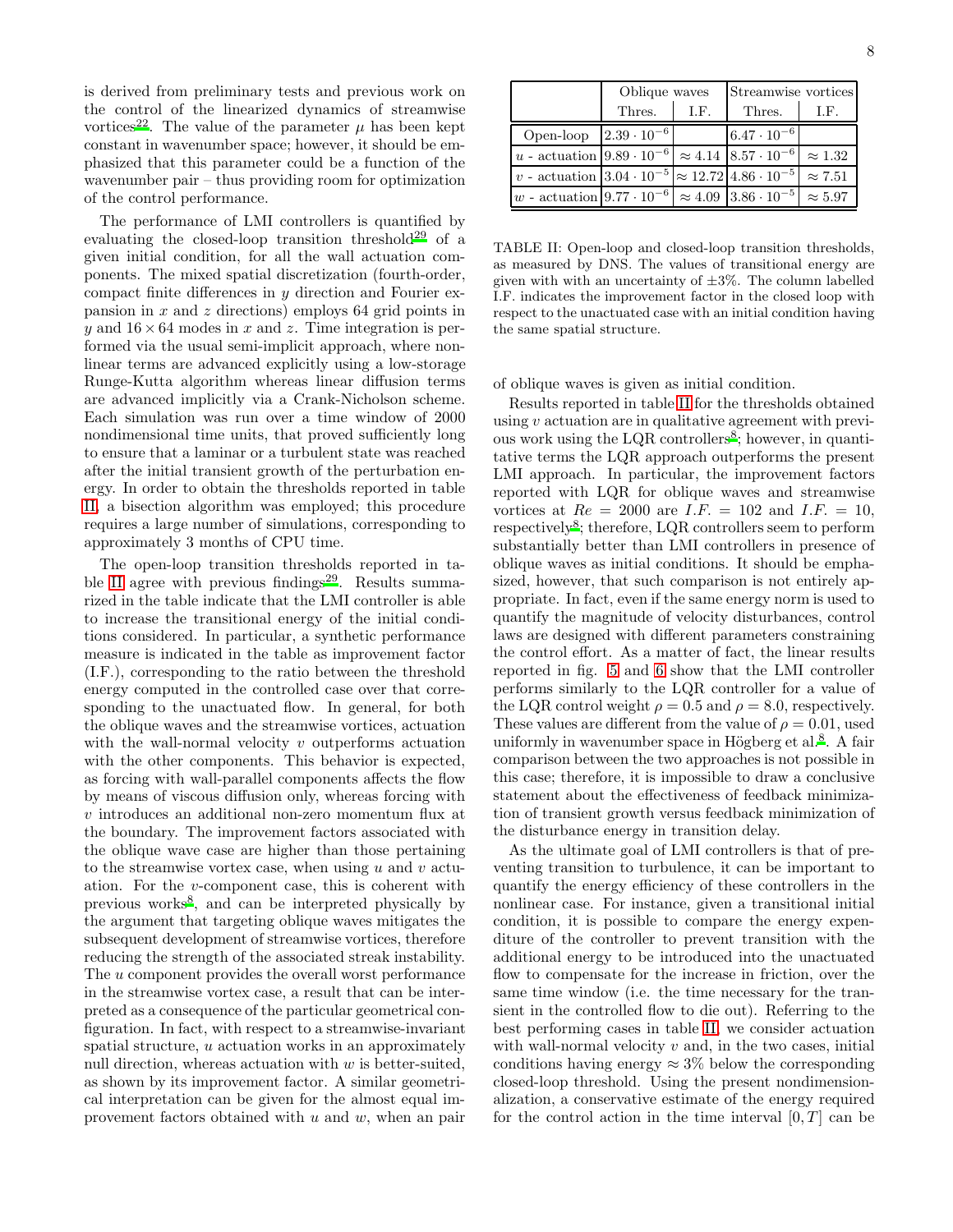is derived from preliminary tests and previous work on the control of the linearized dynamics of streamwise vortices[22]. The value of the parameter $\mu$ has been kept constant in wavenumber space; however, it should be emphasized that this parameter could be a function of the wavenumber pair – thus providing room for optimization of the control performance.

The performance of LMI controllers is quantified by evaluating the closed-loop transition threshold[29] of a given initial condition, for all the wall actuation components. The mixed spatial discretization (fourth-order, compact finite differences in $y$ direction and Fourier expansion in $x$ and $z$ directions) employs 64 grid points in $y$ and $16 \times 64$ modes in $x$ and $z$. Time integration is performed via the usual semi-implicit approach, where nonlinear terms are advanced explicitly using a low-storage Runge-Kutta algorithm whereas linear diffusion terms are advanced implicitly via a Crank-Nicholson scheme. Each simulation was run over a time window of 2000 nondimensional time units, that proved sufficiently long to ensure that a laminar or a turbulent state was reached after the initial transient growth of the perturbation energy. In order to obtain the thresholds reported in table II, a bisection algorithm was employed; this procedure requires a large number of simulations, corresponding to approximately 3 months of CPU time.

The open-loop transition thresholds reported in table II agree with previous findings[29]. Results summarized in the table indicate that the LMI controller is able to increase the transitional energy of the initial conditions considered. In particular, a synthetic performance measure is indicated in the table as improvement factor (I.F.), corresponding to the ratio between the threshold energy computed in the controlled case over that corresponding to the unactuated flow. In general, for both the oblique waves and the streamwise vortices, actuation with the wall-normal velocity $v$ outperforms actuation with the other components. This behavior is expected, as forcing with wall-parallel components affects the flow by means of viscous diffusion only, whereas forcing with $v$ introduces an additional non-zero momentum flux at the boundary. The improvement factors associated with the oblique wave case are higher than those pertaining to the streamwise vortex case, when using $u$ and $v$ actuation. For the $v$-component case, this is coherent with previous works[8], and can be interpreted physically by the argument that targeting oblique waves mitigates the subsequent development of streamwise vortices, therefore reducing the strength of the associated streak instability. The $u$ component provides the overall worst performance in the streamwise vortex case, a result that can be interpreted as a consequence of the particular geometrical configuration. In fact, with respect to a streamwise-invariant spatial structure, $u$ actuation works in an approximately null direction, whereas actuation with $w$ is better-suited, as shown by its improvement factor. A similar geometrical interpretation can be given for the almost equal improvement factors obtained with $u$ and $w$, when an pair of oblique waves is given as initial condition.

| | Oblique waves | | Streamwise vortices | |
|---|---|---|---|---|
| | Thres. | I.F. | Thres. | I.F. |
| Open-loop | $2.39 \cdot 10^{-6}$ | | $6.47 \cdot 10^{-6}$ | |
| $u$ - actuation | $9.89 \cdot 10^{-6}$ | $\approx 4.14$ | $8.57 \cdot 10^{-6}$ | $\approx 1.32$ |
| $v$ - actuation | $3.04 \cdot 10^{-5}$ | $\approx 12.72$ | $4.86 \cdot 10^{-5}$ | $\approx 7.51$ |
| $w$ - actuation | $9.77 \cdot 10^{-6}$ | $\approx 4.09$ | $3.86 \cdot 10^{-5}$ | $\approx 5.97$ |

TABLE II: Open-loop and closed-loop transition thresholds, as measured by DNS. The values of transitional energy are given with with an uncertainty of $\pm 3\%$. The column labelled I.F. indicates the improvement factor in the closed loop with respect to the unactuated case with an initial condition having the same spatial structure.

Results reported in table II for the thresholds obtained using $v$ actuation are in qualitative agreement with previous work using the LQR controllers[8]; however, in quantitative terms the LQR approach outperforms the present LMI approach. In particular, the improvement factors reported with LQR for oblique waves and streamwise vortices at $Re = 2000$ are $I.F. = 102$ and $I.F. = 10$, respectively[8]; therefore, LQR controllers seem to perform substantially better than LMI controllers in presence of oblique waves as initial conditions. It should be emphasized, however, that such comparison is not entirely appropriate. In fact, even if the same energy norm is used to quantify the magnitude of velocity disturbances, control laws are designed with different parameters constraining the control effort. As a matter of fact, the linear results reported in fig. 5 and 6 show that the LMI controller performs similarly to the LQR controller for a value of the LQR control weight $\rho = 0.5$ and $\rho = 8.0$, respectively. These values are different from the value of $\rho = 0.01$, used uniformly in wavenumber space in Högberg et al.[8]. A fair comparison between the two approaches is not possible in this case; therefore, it is impossible to draw a conclusive statement about the effectiveness of feedback minimization of transient growth versus feedback minimization of the disturbance energy in transition delay.

As the ultimate goal of LMI controllers is that of preventing transition to turbulence, it can be important to quantify the energy efficiency of these controllers in the nonlinear case. For instance, given a transitional initial condition, it is possible to compare the energy expenditure of the controller to prevent transition with the additional energy to be introduced into the unactuated flow to compensate for the increase in friction, over the same time window (i.e. the time necessary for the transient in the controlled flow to die out). Referring to the best performing cases in table II, we consider actuation with wall-normal velocity $v$ and, in the two cases, initial conditions having energy $\approx 3\%$ below the corresponding closed-loop threshold. Using the present nondimensionalization, a conservative estimate of the energy required for the control action in the time interval $[0, T]$ can be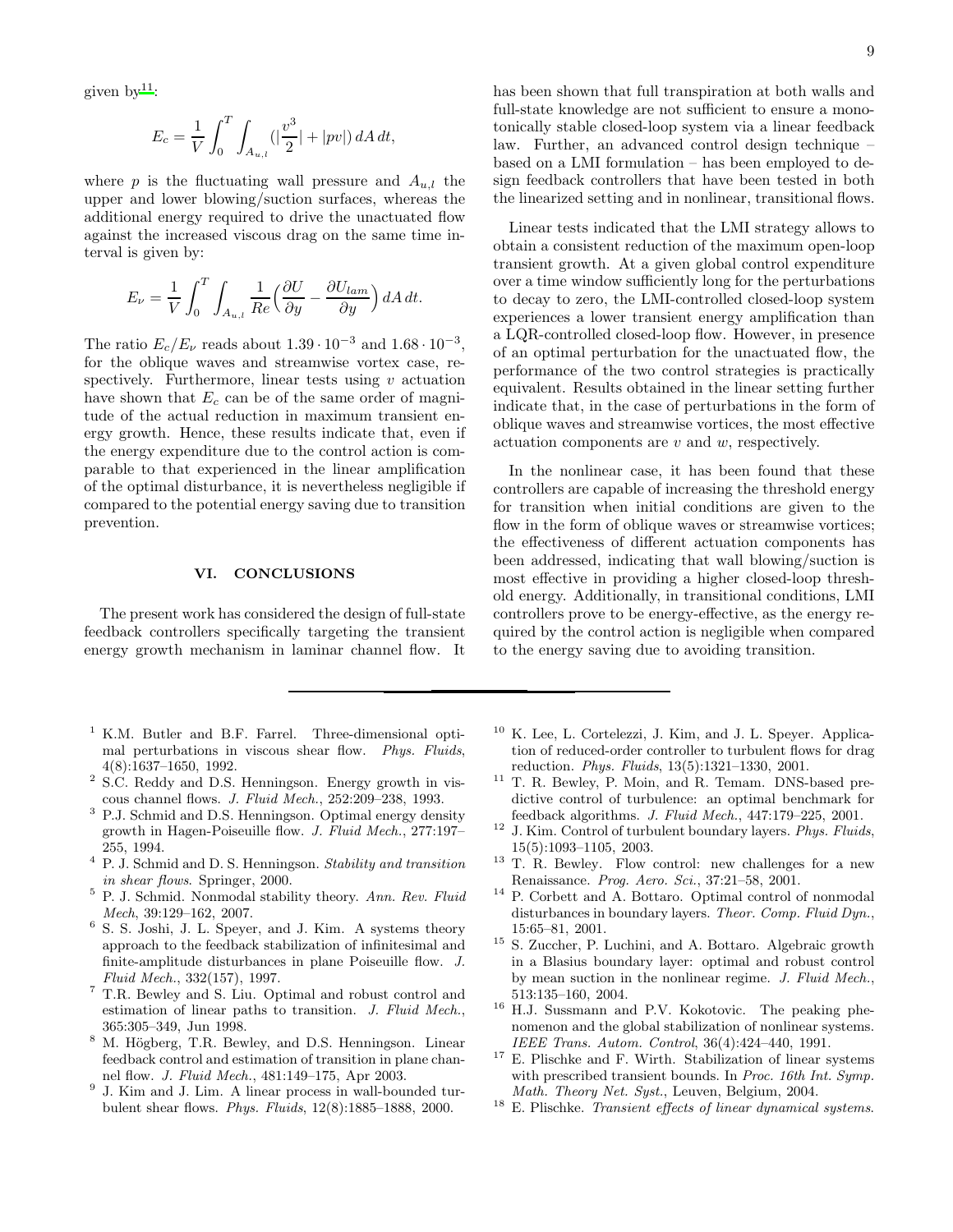given by[11]:

$$E_c = \frac{1}{V}\int_0^T \int_{A_{u,l}} (|\frac{v^3}{2}| + |pv|)\, dA\, dt,$$

where $p$ is the fluctuating wall pressure and $A_{u,l}$ the upper and lower blowing/suction surfaces, whereas the additional energy required to drive the unactuated flow against the increased viscous drag on the same time interval is given by:

$$E_\nu = \frac{1}{V}\int_0^T \int_{A_{u,l}} \frac{1}{Re}\Big(\frac{\partial U}{\partial y} - \frac{\partial U_{lam}}{\partial y}\Big)\, dA\, dt.$$

The ratio $E_c/E_\nu$ reads about $1.39 \cdot 10^{-3}$ and $1.68 \cdot 10^{-3}$, for the oblique waves and streamwise vortex case, respectively. Furthermore, linear tests using $v$ actuation have shown that $E_c$ can be of the same order of magnitude of the actual reduction in maximum transient energy growth. Hence, these results indicate that, even if the energy expenditure due to the control action is comparable to that experienced in the linear amplification of the optimal disturbance, it is nevertheless negligible if compared to the potential energy saving due to transition prevention.

## VI. CONCLUSIONS

The present work has considered the design of full-state feedback controllers specifically targeting the transient energy growth mechanism in laminar channel flow. It has been shown that full transpiration at both walls and full-state knowledge are not sufficient to ensure a monotonically stable closed-loop system via a linear feedback law. Further, an advanced control design technique – based on a LMI formulation – has been employed to design feedback controllers that have been tested in both the linearized setting and in nonlinear, transitional flows.

Linear tests indicated that the LMI strategy allows to obtain a consistent reduction of the maximum open-loop transient growth. At a given global control expenditure over a time window sufficiently long for the perturbations to decay to zero, the LMI-controlled closed-loop system experiences a lower transient energy amplification than a LQR-controlled closed-loop flow. However, in presence of an optimal perturbation for the unactuated flow, the performance of the two control strategies is practically equivalent. Results obtained in the linear setting further indicate that, in the case of perturbations in the form of oblique waves and streamwise vortices, the most effective actuation components are $v$ and $w$, respectively.

In the nonlinear case, it has been found that these controllers are capable of increasing the threshold energy for transition when initial conditions are given to the flow in the form of oblique waves or streamwise vortices; the effectiveness of different actuation components has been addressed, indicating that wall blowing/suction is most effective in providing a higher closed-loop threshold energy. Additionally, in transitional conditions, LMI controllers prove to be energy-effective, as the energy required by the control action is negligible when compared to the energy saving due to avoiding transition.

---

[1] K.M. Butler and B.F. Farrel. Three-dimensional optimal perturbations in viscous shear flow. *Phys. Fluids*, 4(8):1637–1650, 1992.

[2] S.C. Reddy and D.S. Henningson. Energy growth in viscous channel flows. *J. Fluid Mech.*, 252:209–238, 1993.

[3] P.J. Schmid and D.S. Henningson. Optimal energy density growth in Hagen-Poiseuille flow. *J. Fluid Mech.*, 277:197–255, 1994.

[4] P. J. Schmid and D. S. Henningson. *Stability and transition in shear flows*. Springer, 2000.

[5] P. J. Schmid. Nonmodal stability theory. *Ann. Rev. Fluid Mech*, 39:129–162, 2007.

[6] S. S. Joshi, J. L. Speyer, and J. Kim. A systems theory approach to the feedback stabilization of infinitesimal and finite-amplitude disturbances in plane Poiseuille flow. *J. Fluid Mech.*, 332(157), 1997.

[7] T.R. Bewley and S. Liu. Optimal and robust control and estimation of linear paths to transition. *J. Fluid Mech.*, 365:305–349, Jun 1998.

[8] M. Högberg, T.R. Bewley, and D.S. Henningson. Linear feedback control and estimation of transition in plane channel flow. *J. Fluid Mech.*, 481:149–175, Apr 2003.

[9] J. Kim and J. Lim. A linear process in wall-bounded turbulent shear flows. *Phys. Fluids*, 12(8):1885–1888, 2000.

[10] K. Lee, L. Cortelezzi, J. Kim, and J. L. Speyer. Application of reduced-order controller to turbulent flows for drag reduction. *Phys. Fluids*, 13(5):1321–1330, 2001.

[11] T. R. Bewley, P. Moin, and R. Temam. DNS-based predictive control of turbulence: an optimal benchmark for feedback algorithms. *J. Fluid Mech.*, 447:179–225, 2001.

[12] J. Kim. Control of turbulent boundary layers. *Phys. Fluids*, 15(5):1093–1105, 2003.

[13] T. R. Bewley. Flow control: new challenges for a new Renaissance. *Prog. Aero. Sci.*, 37:21–58, 2001.

[14] P. Corbett and A. Bottaro. Optimal control of nonmodal disturbances in boundary layers. *Theor. Comp. Fluid Dyn.*, 15:65–81, 2001.

[15] S. Zuccher, P. Luchini, and A. Bottaro. Algebraic growth in a Blasius boundary layer: optimal and robust control by mean suction in the nonlinear regime. *J. Fluid Mech.*, 513:135–160, 2004.

[16] H.J. Sussmann and P.V. Kokotovic. The peaking phenomenon and the global stabilization of nonlinear systems. *IEEE Trans. Autom. Control*, 36(4):424–440, 1991.

[17] E. Plischke and F. Wirth. Stabilization of linear systems with prescribed transient bounds. In *Proc. 16th Int. Symp. Math. Theory Net. Syst.*, Leuven, Belgium, 2004.

[18] E. Plischke. *Transient effects of linear dynamical systems*.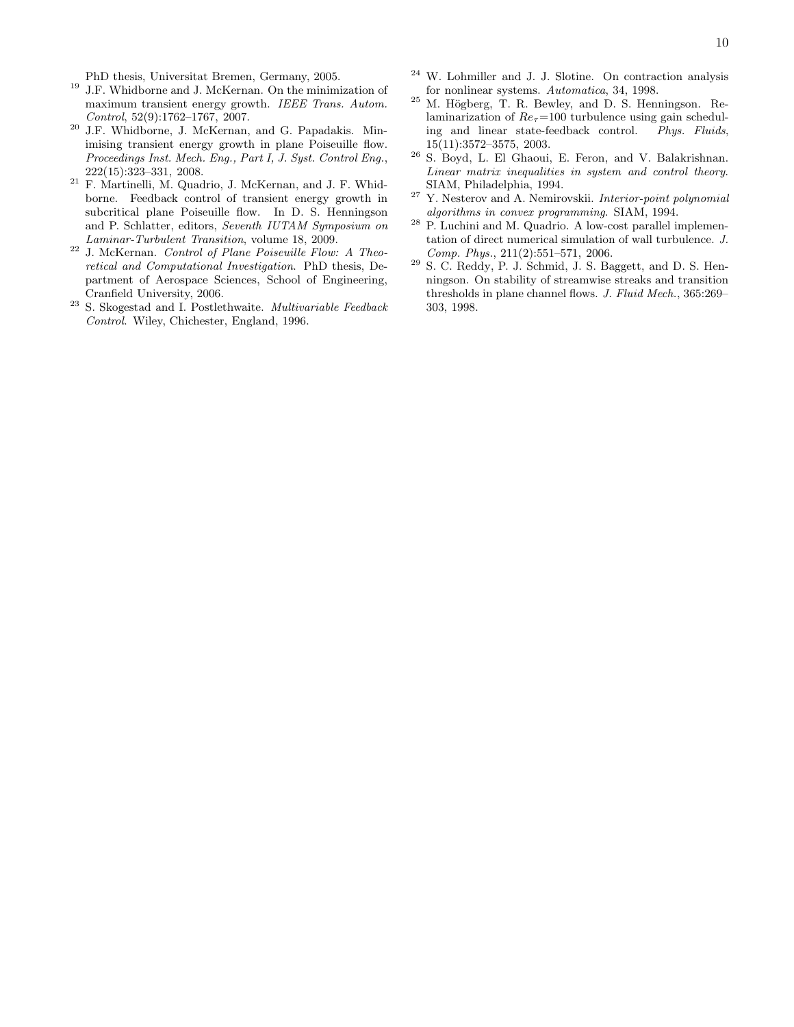PhD thesis, Universitat Bremen, Germany, 2005.

[19] J.F. Whidborne and J. McKernan. On the minimization of maximum transient energy growth. *IEEE Trans. Autom. Control*, 52(9):1762–1767, 2007.

[20] J.F. Whidborne, J. McKernan, and G. Papadakis. Minimising transient energy growth in plane Poiseuille flow. *Proceedings Inst. Mech. Eng., Part I, J. Syst. Control Eng.*, 222(15):323–331, 2008.

[21] F. Martinelli, M. Quadrio, J. McKernan, and J. F. Whidborne. Feedback control of transient energy growth in subcritical plane Poiseuille flow. In D. S. Henningson and P. Schlatter, editors, *Seventh IUTAM Symposium on Laminar-Turbulent Transition*, volume 18, 2009.

[22] J. McKernan. *Control of Plane Poiseuille Flow: A Theoretical and Computational Investigation*. PhD thesis, Department of Aerospace Sciences, School of Engineering, Cranfield University, 2006.

[23] S. Skogestad and I. Postlethwaite. *Multivariable Feedback Control*. Wiley, Chichester, England, 1996.

[24] W. Lohmiller and J. J. Slotine. On contraction analysis for nonlinear systems. *Automatica*, 34, 1998.

[25] M. Högberg, T. R. Bewley, and D. S. Henningson. Relaminarization of $Re_\tau$=100 turbulence using gain scheduling and linear state-feedback control. *Phys. Fluids*, 15(11):3572–3575, 2003.

[26] S. Boyd, L. El Ghaoui, E. Feron, and V. Balakrishnan. *Linear matrix inequalities in system and control theory*. SIAM, Philadelphia, 1994.

[27] Y. Nesterov and A. Nemirovskii. *Interior-point polynomial algorithms in convex programming*. SIAM, 1994.

[28] P. Luchini and M. Quadrio. A low-cost parallel implementation of direct numerical simulation of wall turbulence. *J. Comp. Phys.*, 211(2):551–571, 2006.

[29] S. C. Reddy, P. J. Schmid, J. S. Baggett, and D. S. Henningson. On stability of streamwise streaks and transition thresholds in plane channel flows. *J. Fluid Mech.*, 365:269–303, 1998.